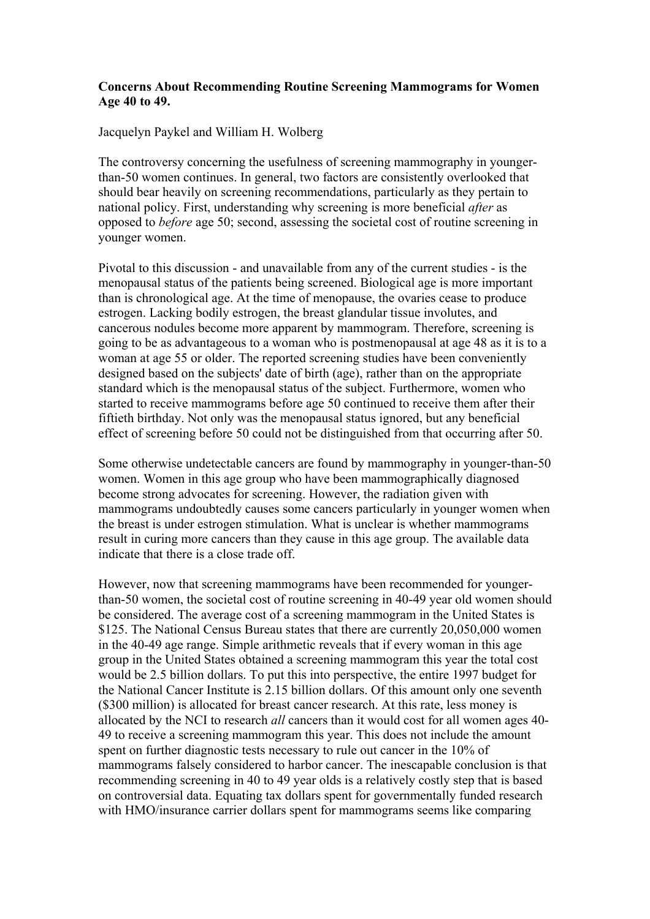**Concerns About Recommending Routine Screening Mammograms for Women Age 40 to 49.**

Jacquelyn Paykel and William H. Wolberg

The controversy concerning the usefulness of screening mammography in younger-than-50 women continues. In general, two factors are consistently overlooked that should bear heavily on screening recommendations, particularly as they pertain to national policy. First, understanding why screening is more beneficial *after* as opposed to *before* age 50; second, assessing the societal cost of routine screening in younger women.

Pivotal to this discussion - and unavailable from any of the current studies - is the menopausal status of the patients being screened. Biological age is more important than is chronological age. At the time of menopause, the ovaries cease to produce estrogen. Lacking bodily estrogen, the breast glandular tissue involutes, and cancerous nodules become more apparent by mammogram. Therefore, screening is going to be as advantageous to a woman who is postmenopausal at age 48 as it is to a woman at age 55 or older. The reported screening studies have been conveniently designed based on the subjects' date of birth (age), rather than on the appropriate standard which is the menopausal status of the subject. Furthermore, women who started to receive mammograms before age 50 continued to receive them after their fiftieth birthday. Not only was the menopausal status ignored, but any beneficial effect of screening before 50 could not be distinguished from that occurring after 50.

Some otherwise undetectable cancers are found by mammography in younger-than-50 women. Women in this age group who have been mammographically diagnosed become strong advocates for screening. However, the radiation given with mammograms undoubtedly causes some cancers particularly in younger women when the breast is under estrogen stimulation. What is unclear is whether mammograms result in curing more cancers than they cause in this age group. The available data indicate that there is a close trade off.

However, now that screening mammograms have been recommended for younger-than-50 women, the societal cost of routine screening in 40-49 year old women should be considered. The average cost of a screening mammogram in the United States is $125. The National Census Bureau states that there are currently 20,050,000 women in the 40-49 age range. Simple arithmetic reveals that if every woman in this age group in the United States obtained a screening mammogram this year the total cost would be 2.5 billion dollars. To put this into perspective, the entire 1997 budget for the National Cancer Institute is 2.15 billion dollars. Of this amount only one seventh ($300 million) is allocated for breast cancer research. At this rate, less money is allocated by the NCI to research *all* cancers than it would cost for all women ages 40-49 to receive a screening mammogram this year. This does not include the amount spent on further diagnostic tests necessary to rule out cancer in the 10% of mammograms falsely considered to harbor cancer. The inescapable conclusion is that recommending screening in 40 to 49 year olds is a relatively costly step that is based on controversial data. Equating tax dollars spent for governmentally funded research with HMO/insurance carrier dollars spent for mammograms seems like comparing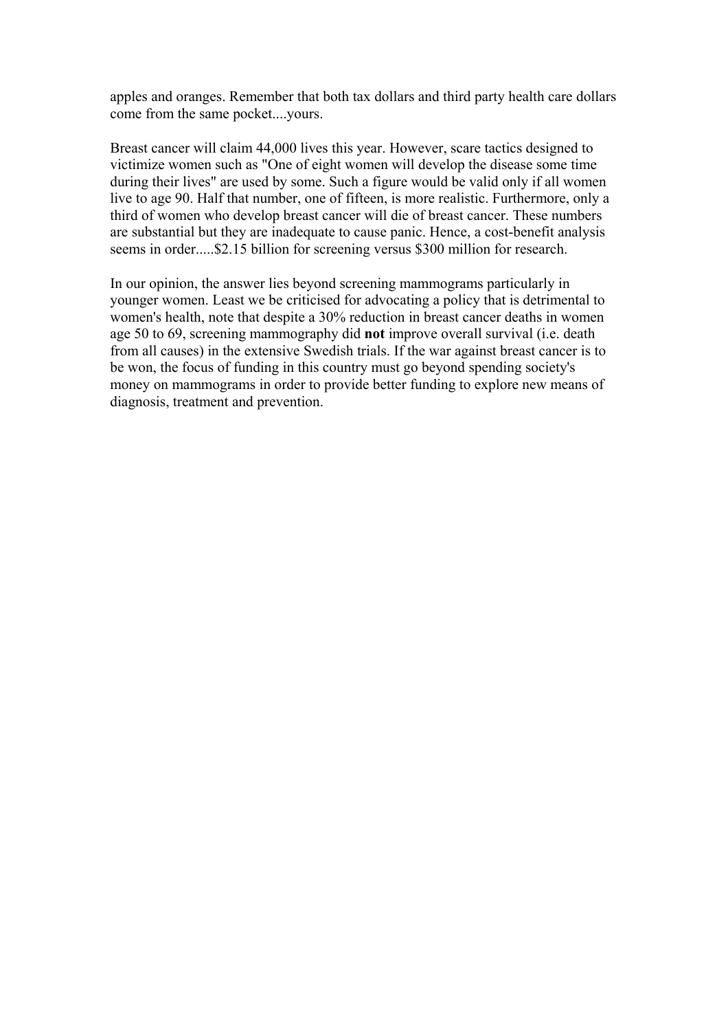apples and oranges. Remember that both tax dollars and third party health care dollars come from the same pocket....yours.

Breast cancer will claim 44,000 lives this year. However, scare tactics designed to victimize women such as "One of eight women will develop the disease some time during their lives" are used by some. Such a figure would be valid only if all women live to age 90. Half that number, one of fifteen, is more realistic. Furthermore, only a third of women who develop breast cancer will die of breast cancer. These numbers are substantial but they are inadequate to cause panic. Hence, a cost-benefit analysis seems in order.....$2.15 billion for screening versus $300 million for research.

In our opinion, the answer lies beyond screening mammograms particularly in younger women. Least we be criticised for advocating a policy that is detrimental to women's health, note that despite a 30% reduction in breast cancer deaths in women age 50 to 69, screening mammography did **not** improve overall survival (i.e. death from all causes) in the extensive Swedish trials. If the war against breast cancer is to be won, the focus of funding in this country must go beyond spending society's money on mammograms in order to provide better funding to explore new means of diagnosis, treatment and prevention.